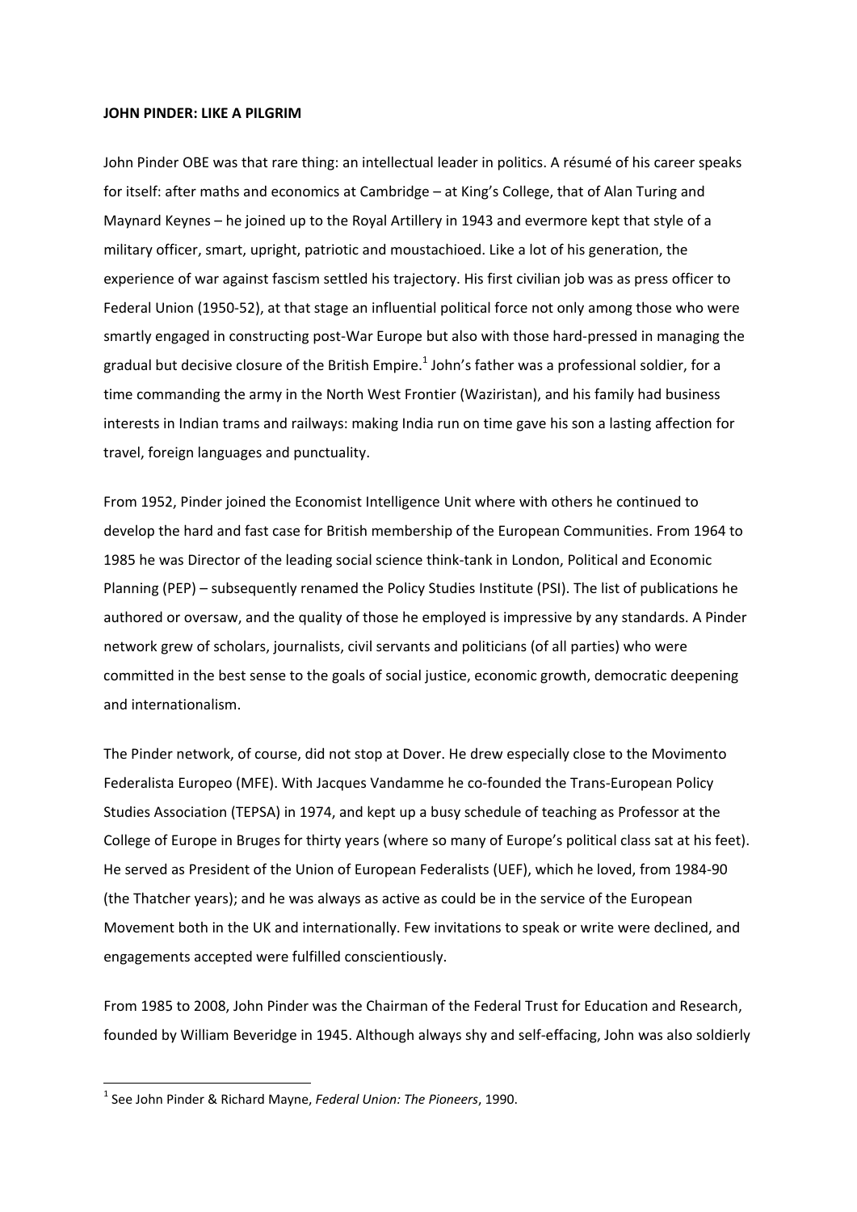**JOHN PINDER: LIKE A PILGRIM**

John Pinder OBE was that rare thing: an intellectual leader in politics. A résumé of his career speaks for itself: after maths and economics at Cambridge – at King's College, that of Alan Turing and Maynard Keynes – he joined up to the Royal Artillery in 1943 and evermore kept that style of a military officer, smart, upright, patriotic and moustachioed. Like a lot of his generation, the experience of war against fascism settled his trajectory. His first civilian job was as press officer to Federal Union (1950-52), at that stage an influential political force not only among those who were smartly engaged in constructing post-War Europe but also with those hard-pressed in managing the gradual but decisive closure of the British Empire.[1] John's father was a professional soldier, for a time commanding the army in the North West Frontier (Waziristan), and his family had business interests in Indian trams and railways: making India run on time gave his son a lasting affection for travel, foreign languages and punctuality.

From 1952, Pinder joined the Economist Intelligence Unit where with others he continued to develop the hard and fast case for British membership of the European Communities. From 1964 to 1985 he was Director of the leading social science think-tank in London, Political and Economic Planning (PEP) – subsequently renamed the Policy Studies Institute (PSI). The list of publications he authored or oversaw, and the quality of those he employed is impressive by any standards. A Pinder network grew of scholars, journalists, civil servants and politicians (of all parties) who were committed in the best sense to the goals of social justice, economic growth, democratic deepening and internationalism.

The Pinder network, of course, did not stop at Dover. He drew especially close to the Movimento Federalista Europeo (MFE). With Jacques Vandamme he co-founded the Trans-European Policy Studies Association (TEPSA) in 1974, and kept up a busy schedule of teaching as Professor at the College of Europe in Bruges for thirty years (where so many of Europe's political class sat at his feet). He served as President of the Union of European Federalists (UEF), which he loved, from 1984-90 (the Thatcher years); and he was always as active as could be in the service of the European Movement both in the UK and internationally. Few invitations to speak or write were declined, and engagements accepted were fulfilled conscientiously.

From 1985 to 2008, John Pinder was the Chairman of the Federal Trust for Education and Research, founded by William Beveridge in 1945. Although always shy and self-effacing, John was also soldierly

[1] See John Pinder & Richard Mayne, *Federal Union: The Pioneers*, 1990.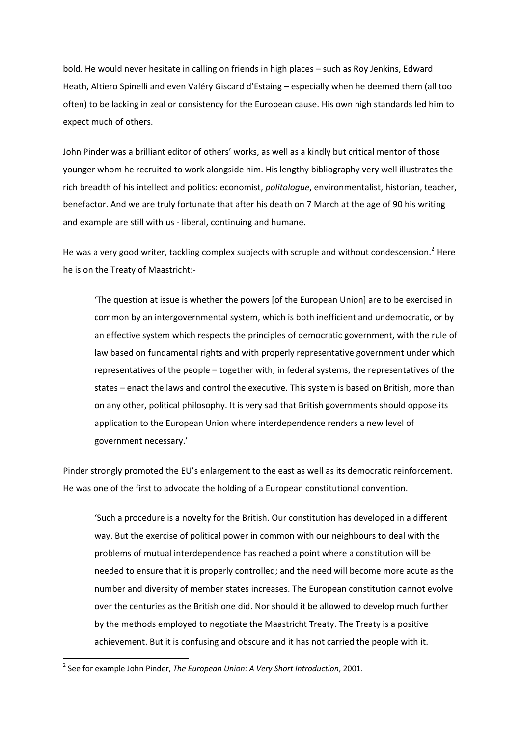bold. He would never hesitate in calling on friends in high places – such as Roy Jenkins, Edward Heath, Altiero Spinelli and even Valéry Giscard d'Estaing – especially when he deemed them (all too often) to be lacking in zeal or consistency for the European cause. His own high standards led him to expect much of others.

John Pinder was a brilliant editor of others' works, as well as a kindly but critical mentor of those younger whom he recruited to work alongside him. His lengthy bibliography very well illustrates the rich breadth of his intellect and politics: economist, *politologue*, environmentalist, historian, teacher, benefactor. And we are truly fortunate that after his death on 7 March at the age of 90 his writing and example are still with us - liberal, continuing and humane.

He was a very good writer, tackling complex subjects with scruple and without condescension.[2] Here he is on the Treaty of Maastricht:-

> 'The question at issue is whether the powers [of the European Union] are to be exercised in common by an intergovernmental system, which is both inefficient and undemocratic, or by an effective system which respects the principles of democratic government, with the rule of law based on fundamental rights and with properly representative government under which representatives of the people – together with, in federal systems, the representatives of the states – enact the laws and control the executive. This system is based on British, more than on any other, political philosophy. It is very sad that British governments should oppose its application to the European Union where interdependence renders a new level of government necessary.'

Pinder strongly promoted the EU's enlargement to the east as well as its democratic reinforcement. He was one of the first to advocate the holding of a European constitutional convention.

> 'Such a procedure is a novelty for the British. Our constitution has developed in a different way. But the exercise of political power in common with our neighbours to deal with the problems of mutual interdependence has reached a point where a constitution will be needed to ensure that it is properly controlled; and the need will become more acute as the number and diversity of member states increases. The European constitution cannot evolve over the centuries as the British one did. Nor should it be allowed to develop much further by the methods employed to negotiate the Maastricht Treaty. The Treaty is a positive achievement. But it is confusing and obscure and it has not carried the people with it.

[2] See for example John Pinder, *The European Union: A Very Short Introduction*, 2001.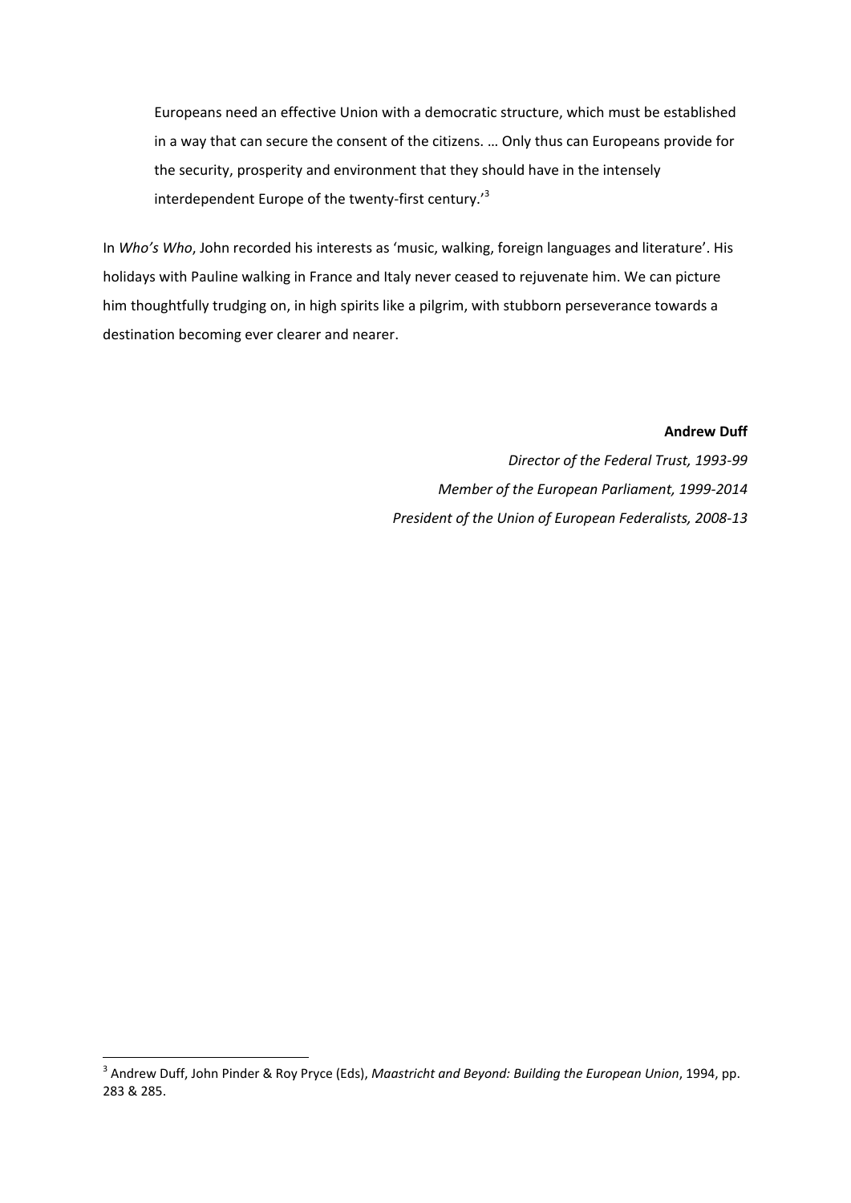> Europeans need an effective Union with a democratic structure, which must be established in a way that can secure the consent of the citizens. … Only thus can Europeans provide for the security, prosperity and environment that they should have in the intensely interdependent Europe of the twenty-first century.'[3]

In *Who's Who*, John recorded his interests as 'music, walking, foreign languages and literature'. His holidays with Pauline walking in France and Italy never ceased to rejuvenate him. We can picture him thoughtfully trudging on, in high spirits like a pilgrim, with stubborn perseverance towards a destination becoming ever clearer and nearer.

**Andrew Duff**

*Director of the Federal Trust, 1993-99*

*Member of the European Parliament, 1999-2014*

*President of the Union of European Federalists, 2008-13*

---

[3] Andrew Duff, John Pinder & Roy Pryce (Eds), *Maastricht and Beyond: Building the European Union*, 1994, pp. 283 & 285.